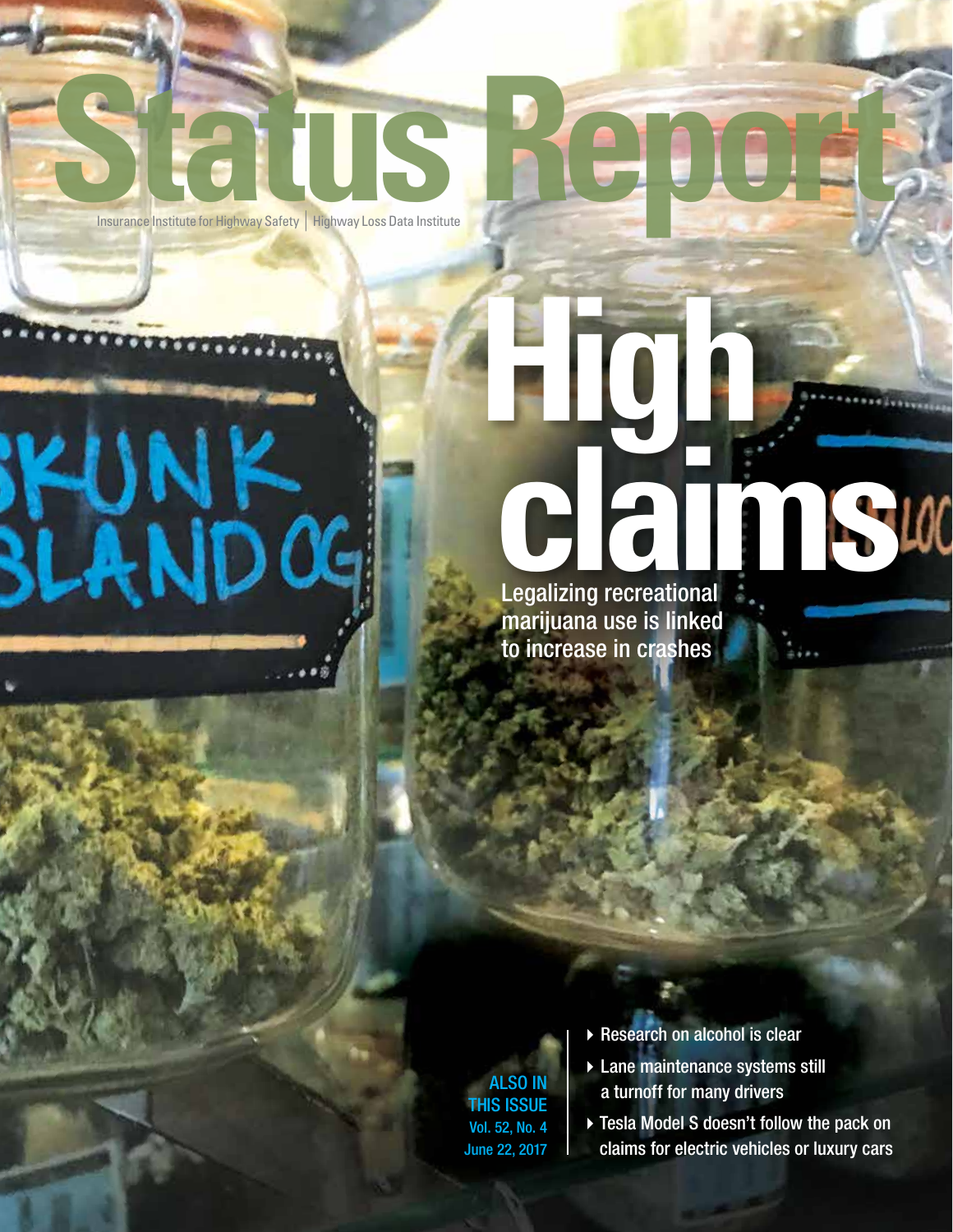# Status Report

Insurance Institute for Highway Safety | Highway Loss Data Institute

## High claims

Legalizing recreational marijuana use is linked to increase in crashes

**ALSO IN THIS ISSUE**
Vol. 52, No. 4
June 22, 2017

- Research on alcohol is clear
- Lane maintenance systems still a turnoff for many drivers
- Tesla Model S doesn't follow the pack on claims for electric vehicles or luxury cars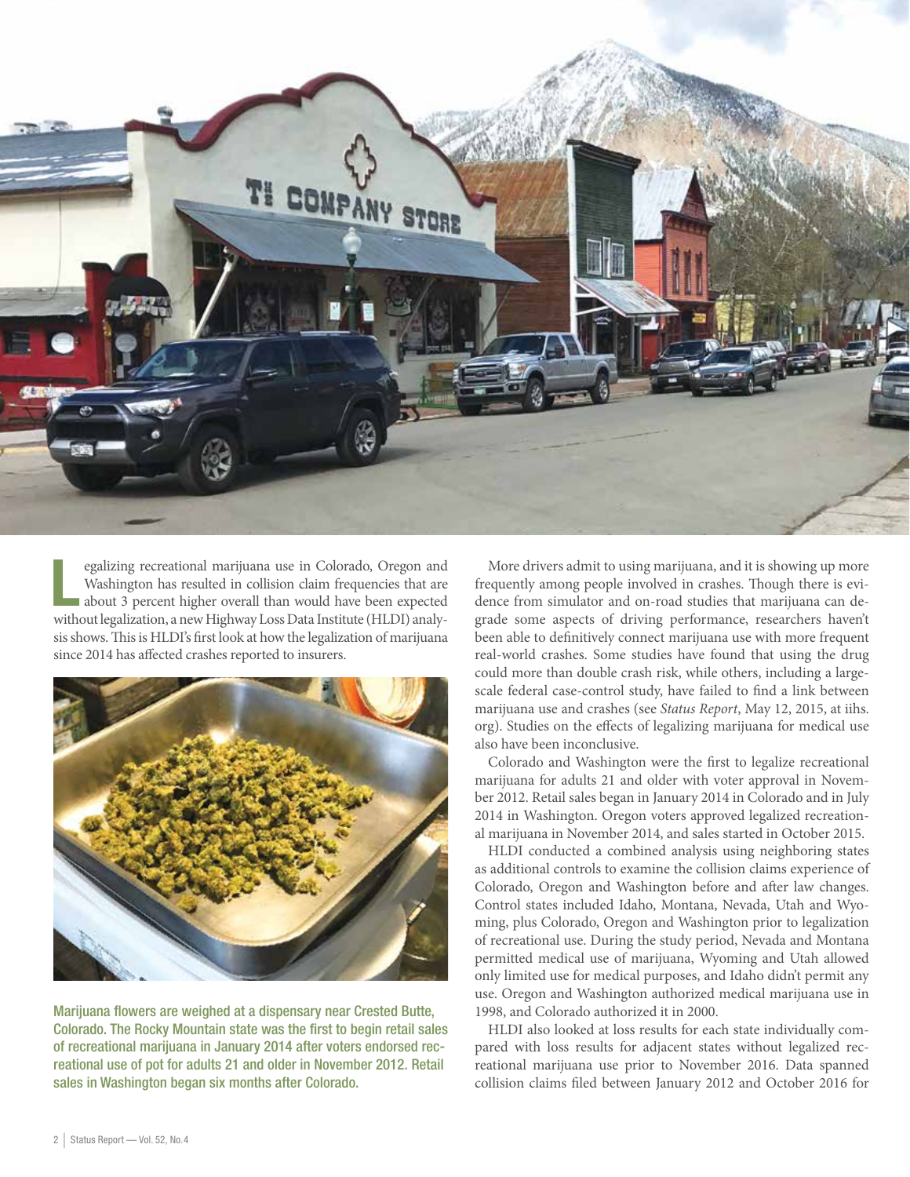Legalizing recreational marijuana use in Colorado, Oregon and Washington has resulted in collision claim frequencies that are about 3 percent higher overall than would have been expected without legalization, a new Highway Loss Data Institute (HLDI) analysis shows. This is HLDI's first look at how the legalization of marijuana since 2014 has affected crashes reported to insurers.

Marijuana flowers are weighed at a dispensary near Crested Butte, Colorado. The Rocky Mountain state was the first to begin retail sales of recreational marijuana in January 2014 after voters endorsed recreational use of pot for adults 21 and older in November 2012. Retail sales in Washington began six months after Colorado.

More drivers admit to using marijuana, and it is showing up more frequently among people involved in crashes. Though there is evidence from simulator and on-road studies that marijuana can degrade some aspects of driving performance, researchers haven't been able to definitively connect marijuana use with more frequent real-world crashes. Some studies have found that using the drug could more than double crash risk, while others, including a large-scale federal case-control study, have failed to find a link between marijuana use and crashes (see *Status Report*, May 12, 2015, at iihs.org). Studies on the effects of legalizing marijuana for medical use also have been inconclusive.

Colorado and Washington were the first to legalize recreational marijuana for adults 21 and older with voter approval in November 2012. Retail sales began in January 2014 in Colorado and in July 2014 in Washington. Oregon voters approved legalized recreational marijuana in November 2014, and sales started in October 2015.

HLDI conducted a combined analysis using neighboring states as additional controls to examine the collision claims experience of Colorado, Oregon and Washington before and after law changes. Control states included Idaho, Montana, Nevada, Utah and Wyoming, plus Colorado, Oregon and Washington prior to legalization of recreational use. During the study period, Nevada and Montana permitted medical use of marijuana, Wyoming and Utah allowed only limited use for medical purposes, and Idaho didn't permit any use. Oregon and Washington authorized medical marijuana use in 1998, and Colorado authorized it in 2000.

HLDI also looked at loss results for each state individually compared with loss results for adjacent states without legalized recreational marijuana use prior to November 2016. Data spanned collision claims filed between January 2012 and October 2016 for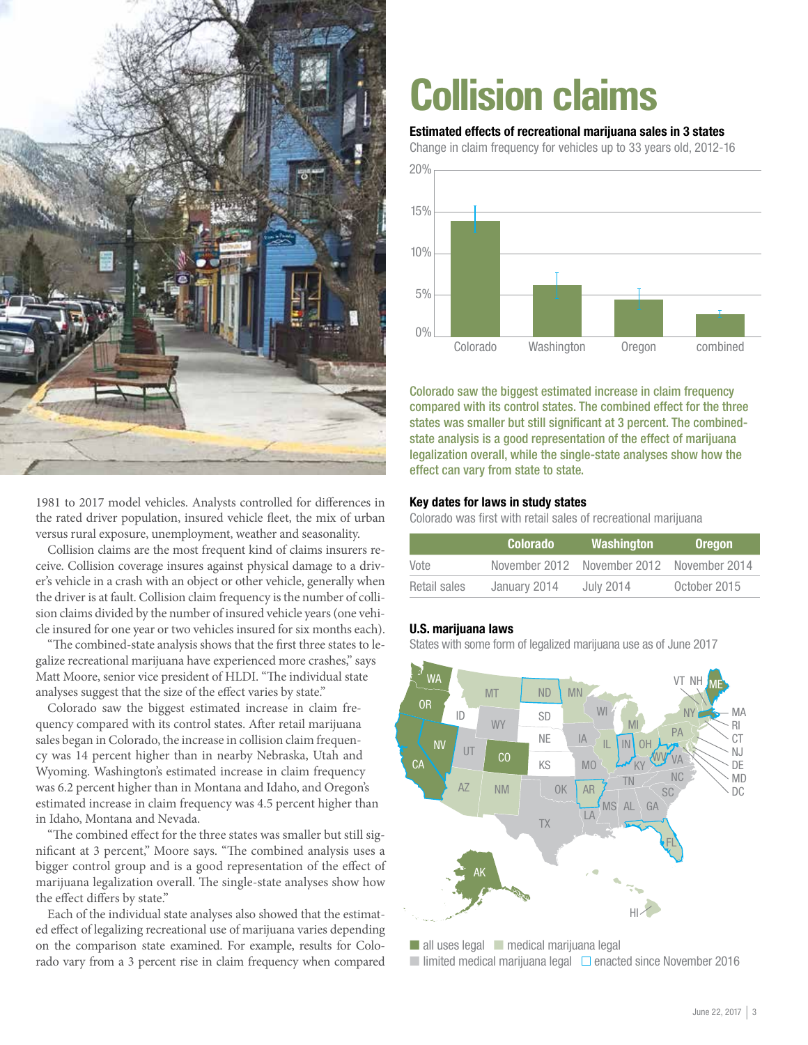1981 to 2017 model vehicles. Analysts controlled for differences in the rated driver population, insured vehicle fleet, the mix of urban versus rural exposure, unemployment, weather and seasonality.

Collision claims are the most frequent kind of claims insurers receive. Collision coverage insures against physical damage to a driver's vehicle in a crash with an object or other vehicle, generally when the driver is at fault. Collision claim frequency is the number of collision claims divided by the number of insured vehicle years (one vehicle insured for one year or two vehicles insured for six months each).

"The combined-state analysis shows that the first three states to legalize recreational marijuana have experienced more crashes," says Matt Moore, senior vice president of HLDI. "The individual state analyses suggest that the size of the effect varies by state."

Colorado saw the biggest estimated increase in claim frequency compared with its control states. After retail marijuana sales began in Colorado, the increase in collision claim frequency was 14 percent higher than in nearby Nebraska, Utah and Wyoming. Washington's estimated increase in claim frequency was 6.2 percent higher than in Montana and Idaho, and Oregon's estimated increase in claim frequency was 4.5 percent higher than in Idaho, Montana and Nevada.

"The combined effect for the three states was smaller but still significant at 3 percent," Moore says. "The combined analysis uses a bigger control group and is a good representation of the effect of marijuana legalization overall. The single-state analyses show how the effect differs by state."

Each of the individual state analyses also showed that the estimated effect of legalizing recreational use of marijuana varies depending on the comparison state examined. For example, results for Colorado vary from a 3 percent rise in claim frequency when compared

# Collision claims

**Estimated effects of recreational marijuana sales in 3 states**

Change in claim frequency for vehicles up to 33 years old, 2012-16

Colorado saw the biggest estimated increase in claim frequency compared with its control states. The combined effect for the three states was smaller but still significant at 3 percent. The combined-state analysis is a good representation of the effect of marijuana legalization overall, while the single-state analyses show how the effect can vary from state to state.

**Key dates for laws in study states**

Colorado was first with retail sales of recreational marijuana

| | Colorado | Washington | Oregon |
|---|---|---|---|
| Vote | November 2012 | November 2012 | November 2014 |
| Retail sales | January 2014 | July 2014 | October 2015 |

**U.S. marijuana laws**

States with some form of legalized marijuana use as of June 2017

■ all uses legal ■ medical marijuana legal
■ limited medical marijuana legal ☐ enacted since November 2016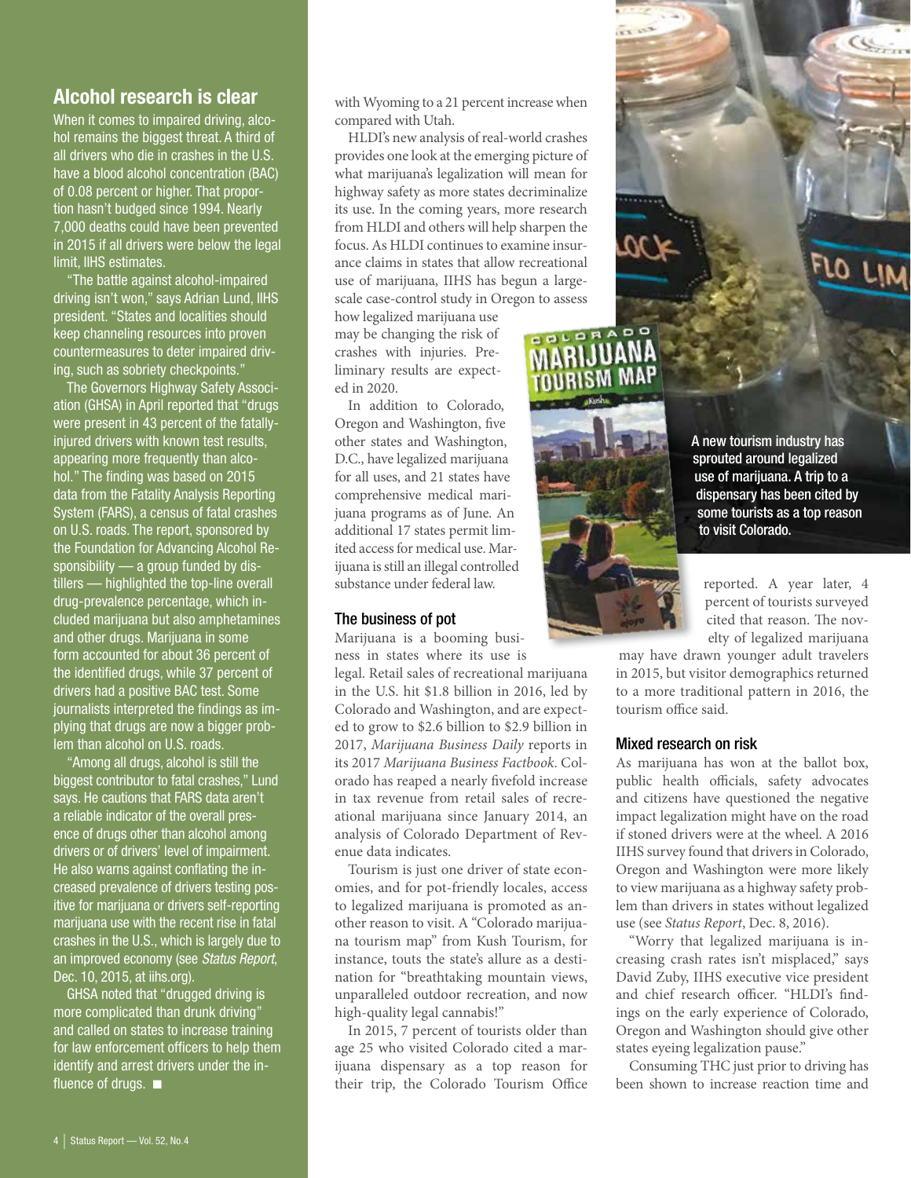## Alcohol research is clear

When it comes to impaired driving, alcohol remains the biggest threat. A third of all drivers who die in crashes in the U.S. have a blood alcohol concentration (BAC) of 0.08 percent or higher. That proportion hasn't budged since 1994. Nearly 7,000 deaths could have been prevented in 2015 if all drivers were below the legal limit, IIHS estimates.

"The battle against alcohol-impaired driving isn't won," says Adrian Lund, IIHS president. "States and localities should keep channeling resources into proven countermeasures to deter impaired driving, such as sobriety checkpoints."

The Governors Highway Safety Association (GHSA) in April reported that "drugs were present in 43 percent of the fatally-injured drivers with known test results, appearing more frequently than alcohol." The finding was based on 2015 data from the Fatality Analysis Reporting System (FARS), a census of fatal crashes on U.S. roads. The report, sponsored by the Foundation for Advancing Alcohol Responsibility — a group funded by distillers — highlighted the top-line overall drug-prevalence percentage, which included marijuana but also amphetamines and other drugs. Marijuana in some form accounted for about 36 percent of the identified drugs, while 37 percent of drivers had a positive BAC test. Some journalists interpreted the findings as implying that drugs are now a bigger problem than alcohol on U.S. roads.

"Among all drugs, alcohol is still the biggest contributor to fatal crashes," Lund says. He cautions that FARS data aren't a reliable indicator of the overall presence of drugs other than alcohol among drivers or of drivers' level of impairment. He also warns against conflating the increased prevalence of drivers testing positive for marijuana or drivers self-reporting marijuana use with the recent rise in fatal crashes in the U.S., which is largely due to an improved economy (see *Status Report*, Dec. 10, 2015, at iihs.org).

GHSA noted that "drugged driving is more complicated than drunk driving" and called on states to increase training for law enforcement officers to help them identify and arrest drivers under the influence of drugs. ■

with Wyoming to a 21 percent increase when compared with Utah.

HLDI's new analysis of real-world crashes provides one look at the emerging picture of what marijuana's legalization will mean for highway safety as more states decriminalize its use. In the coming years, more research from HLDI and others will help sharpen the focus. As HLDI continues to examine insurance claims in states that allow recreational use of marijuana, IIHS has begun a large-scale case-control study in Oregon to assess how legalized marijuana use may be changing the risk of crashes with injuries. Preliminary results are expected in 2020.

In addition to Colorado, Oregon and Washington, five other states and Washington, D.C., have legalized marijuana for all uses, and 21 states have comprehensive medical marijuana programs as of June. An additional 17 states permit limited access for medical use. Marijuana is still an illegal controlled substance under federal law.

### The business of pot

Marijuana is a booming business in states where its use is legal. Retail sales of recreational marijuana in the U.S. hit $1.8 billion in 2016, led by Colorado and Washington, and are expected to grow to $2.6 billion to $2.9 billion in 2017, *Marijuana Business Daily* reports in its 2017 *Marijuana Business Factbook*. Colorado has reaped a nearly fivefold increase in tax revenue from retail sales of recreational marijuana since January 2014, an analysis of Colorado Department of Revenue data indicates.

Tourism is just one driver of state economies, and for pot-friendly locales, access to legalized marijuana is promoted as another reason to visit. A "Colorado marijuana tourism map" from Kush Tourism, for instance, touts the state's allure as a destination for "breathtaking mountain views, unparalleled outdoor recreation, and now high-quality legal cannabis!"

In 2015, 7 percent of tourists older than age 25 who visited Colorado cited a marijuana dispensary as a top reason for their trip, the Colorado Tourism Office reported. A year later, 4 percent of tourists surveyed cited that reason. The novelty of legalized marijuana may have drawn younger adult travelers in 2015, but visitor demographics returned to a more traditional pattern in 2016, the tourism office said.

A new tourism industry has sprouted around legalized use of marijuana. A trip to a dispensary has been cited by some tourists as a top reason to visit Colorado.

### Mixed research on risk

As marijuana has won at the ballot box, public health officials, safety advocates and citizens have questioned the negative impact legalization might have on the road if stoned drivers were at the wheel. A 2016 IIHS survey found that drivers in Colorado, Oregon and Washington were more likely to view marijuana as a highway safety problem than drivers in states without legalized use (see *Status Report*, Dec. 8, 2016).

"Worry that legalized marijuana is increasing crash rates isn't misplaced," says David Zuby, IIHS executive vice president and chief research officer. "HLDI's findings on the early experience of Colorado, Oregon and Washington should give other states eyeing legalization pause."

Consuming THC just prior to driving has been shown to increase reaction time and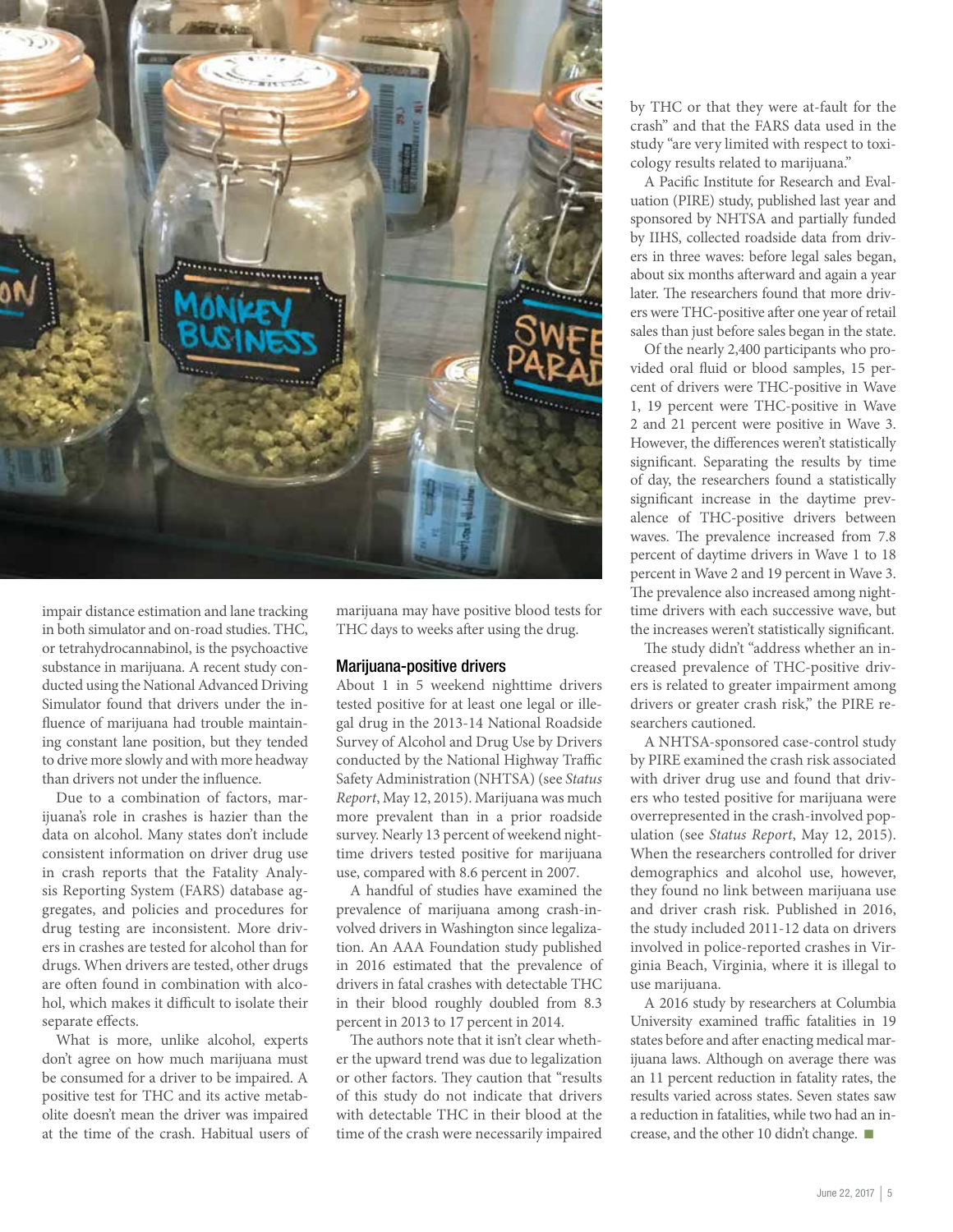impair distance estimation and lane tracking in both simulator and on-road studies. THC, or tetrahydrocannabinol, is the psychoactive substance in marijuana. A recent study conducted using the National Advanced Driving Simulator found that drivers under the influence of marijuana had trouble maintaining constant lane position, but they tended to drive more slowly and with more headway than drivers not under the influence.

Due to a combination of factors, marijuana's role in crashes is hazier than the data on alcohol. Many states don't include consistent information on driver drug use in crash reports that the Fatality Analysis Reporting System (FARS) database aggregates, and policies and procedures for drug testing are inconsistent. More drivers in crashes are tested for alcohol than for drugs. When drivers are tested, other drugs are often found in combination with alcohol, which makes it difficult to isolate their separate effects.

What is more, unlike alcohol, experts don't agree on how much marijuana must be consumed for a driver to be impaired. A positive test for THC and its active metabolite doesn't mean the driver was impaired at the time of the crash. Habitual users of marijuana may have positive blood tests for THC days to weeks after using the drug.

## Marijuana-positive drivers

About 1 in 5 weekend nighttime drivers tested positive for at least one legal or illegal drug in the 2013-14 National Roadside Survey of Alcohol and Drug Use by Drivers conducted by the National Highway Traffic Safety Administration (NHTSA) (see *Status Report*, May 12, 2015). Marijuana was much more prevalent than in a prior roadside survey. Nearly 13 percent of weekend nighttime drivers tested positive for marijuana use, compared with 8.6 percent in 2007.

A handful of studies have examined the prevalence of marijuana among crash-involved drivers in Washington since legalization. An AAA Foundation study published in 2016 estimated that the prevalence of drivers in fatal crashes with detectable THC in their blood roughly doubled from 8.3 percent in 2013 to 17 percent in 2014.

The authors note that it isn't clear whether the upward trend was due to legalization or other factors. They caution that "results of this study do not indicate that drivers with detectable THC in their blood at the time of the crash were necessarily impaired by THC or that they were at-fault for the crash" and that the FARS data used in the study "are very limited with respect to toxicology results related to marijuana."

A Pacific Institute for Research and Evaluation (PIRE) study, published last year and sponsored by NHTSA and partially funded by IIHS, collected roadside data from drivers in three waves: before legal sales began, about six months afterward and again a year later. The researchers found that more drivers were THC-positive after one year of retail sales than just before sales began in the state.

Of the nearly 2,400 participants who provided oral fluid or blood samples, 15 percent of drivers were THC-positive in Wave 1, 19 percent were THC-positive in Wave 2 and 21 percent were positive in Wave 3. However, the differences weren't statistically significant. Separating the results by time of day, the researchers found a statistically significant increase in the daytime prevalence of THC-positive drivers between waves. The prevalence increased from 7.8 percent of daytime drivers in Wave 1 to 18 percent in Wave 2 and 19 percent in Wave 3. The prevalence also increased among nighttime drivers with each successive wave, but the increases weren't statistically significant.

The study didn't "address whether an increased prevalence of THC-positive drivers is related to greater impairment among drivers or greater crash risk," the PIRE researchers cautioned.

A NHTSA-sponsored case-control study by PIRE examined the crash risk associated with driver drug use and found that drivers who tested positive for marijuana were overrepresented in the crash-involved population (see *Status Report*, May 12, 2015). When the researchers controlled for driver demographics and alcohol use, however, they found no link between marijuana use and driver crash risk. Published in 2016, the study included 2011-12 data on drivers involved in police-reported crashes in Virginia Beach, Virginia, where it is illegal to use marijuana.

A 2016 study by researchers at Columbia University examined traffic fatalities in 19 states before and after enacting medical marijuana laws. Although on average there was an 11 percent reduction in fatality rates, the results varied across states. Seven states saw a reduction in fatalities, while two had an increase, and the other 10 didn't change. ■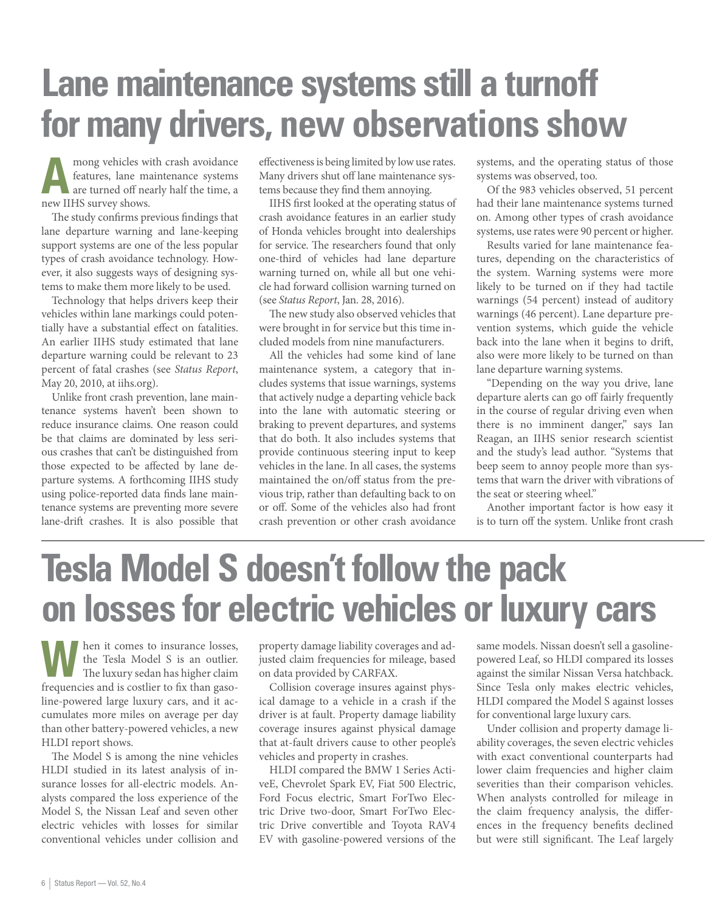# Lane maintenance systems still a turnoff for many drivers, new observations show

Among vehicles with crash avoidance features, lane maintenance systems are turned off nearly half the time, a new IIHS survey shows.

The study confirms previous findings that lane departure warning and lane-keeping support systems are one of the less popular types of crash avoidance technology. However, it also suggests ways of designing systems to make them more likely to be used.

Technology that helps drivers keep their vehicles within lane markings could potentially have a substantial effect on fatalities. An earlier IIHS study estimated that lane departure warning could be relevant to 23 percent of fatal crashes (see *Status Report*, May 20, 2010, at iihs.org).

Unlike front crash prevention, lane maintenance systems haven't been shown to reduce insurance claims. One reason could be that claims are dominated by less serious crashes that can't be distinguished from those expected to be affected by lane departure systems. A forthcoming IIHS study using police-reported data finds lane maintenance systems are preventing more severe lane-drift crashes. It is also possible that effectiveness is being limited by low use rates. Many drivers shut off lane maintenance systems because they find them annoying.

IIHS first looked at the operating status of crash avoidance features in an earlier study of Honda vehicles brought into dealerships for service. The researchers found that only one-third of vehicles had lane departure warning turned on, while all but one vehicle had forward collision warning turned on (see *Status Report*, Jan. 28, 2016).

The new study also observed vehicles that were brought in for service but this time included models from nine manufacturers.

All the vehicles had some kind of lane maintenance system, a category that includes systems that issue warnings, systems that actively nudge a departing vehicle back into the lane with automatic steering or braking to prevent departures, and systems that do both. It also includes systems that provide continuous steering input to keep vehicles in the lane. In all cases, the systems maintained the on/off status from the previous trip, rather than defaulting back to on or off. Some of the vehicles also had front crash prevention or other crash avoidance systems, and the operating status of those systems was observed, too.

Of the 983 vehicles observed, 51 percent had their lane maintenance systems turned on. Among other types of crash avoidance systems, use rates were 90 percent or higher.

Results varied for lane maintenance features, depending on the characteristics of the system. Warning systems were more likely to be turned on if they had tactile warnings (54 percent) instead of auditory warnings (46 percent). Lane departure prevention systems, which guide the vehicle back into the lane when it begins to drift, also were more likely to be turned on than lane departure warning systems.

"Depending on the way you drive, lane departure alerts can go off fairly frequently in the course of regular driving even when there is no imminent danger," says Ian Reagan, an IIHS senior research scientist and the study's lead author. "Systems that beep seem to annoy people more than systems that warn the driver with vibrations of the seat or steering wheel."

Another important factor is how easy it is to turn off the system. Unlike front crash

# Tesla Model S doesn't follow the pack on losses for electric vehicles or luxury cars

When it comes to insurance losses, the Tesla Model S is an outlier. The luxury sedan has higher claim frequencies and is costlier to fix than gasoline-powered large luxury cars, and it accumulates more miles on average per day than other battery-powered vehicles, a new HLDI report shows.

The Model S is among the nine vehicles HLDI studied in its latest analysis of insurance losses for all-electric models. Analysts compared the loss experience of the Model S, the Nissan Leaf and seven other electric vehicles with losses for similar conventional vehicles under collision and property damage liability coverages and adjusted claim frequencies for mileage, based on data provided by CARFAX.

Collision coverage insures against physical damage to a vehicle in a crash if the driver is at fault. Property damage liability coverage insures against physical damage that at-fault drivers cause to other people's vehicles and property in crashes.

HLDI compared the BMW 1 Series ActiveE, Chevrolet Spark EV, Fiat 500 Electric, Ford Focus electric, Smart ForTwo Electric Drive two-door, Smart ForTwo Electric Drive convertible and Toyota RAV4 EV with gasoline-powered versions of the same models. Nissan doesn't sell a gasoline-powered Leaf, so HLDI compared its losses against the similar Nissan Versa hatchback. Since Tesla only makes electric vehicles, HLDI compared the Model S against losses for conventional large luxury cars.

Under collision and property damage liability coverages, the seven electric vehicles with exact conventional counterparts had lower claim frequencies and higher claim severities than their comparison vehicles. When analysts controlled for mileage in the claim frequency analysis, the differences in the frequency benefits declined but were still significant. The Leaf largely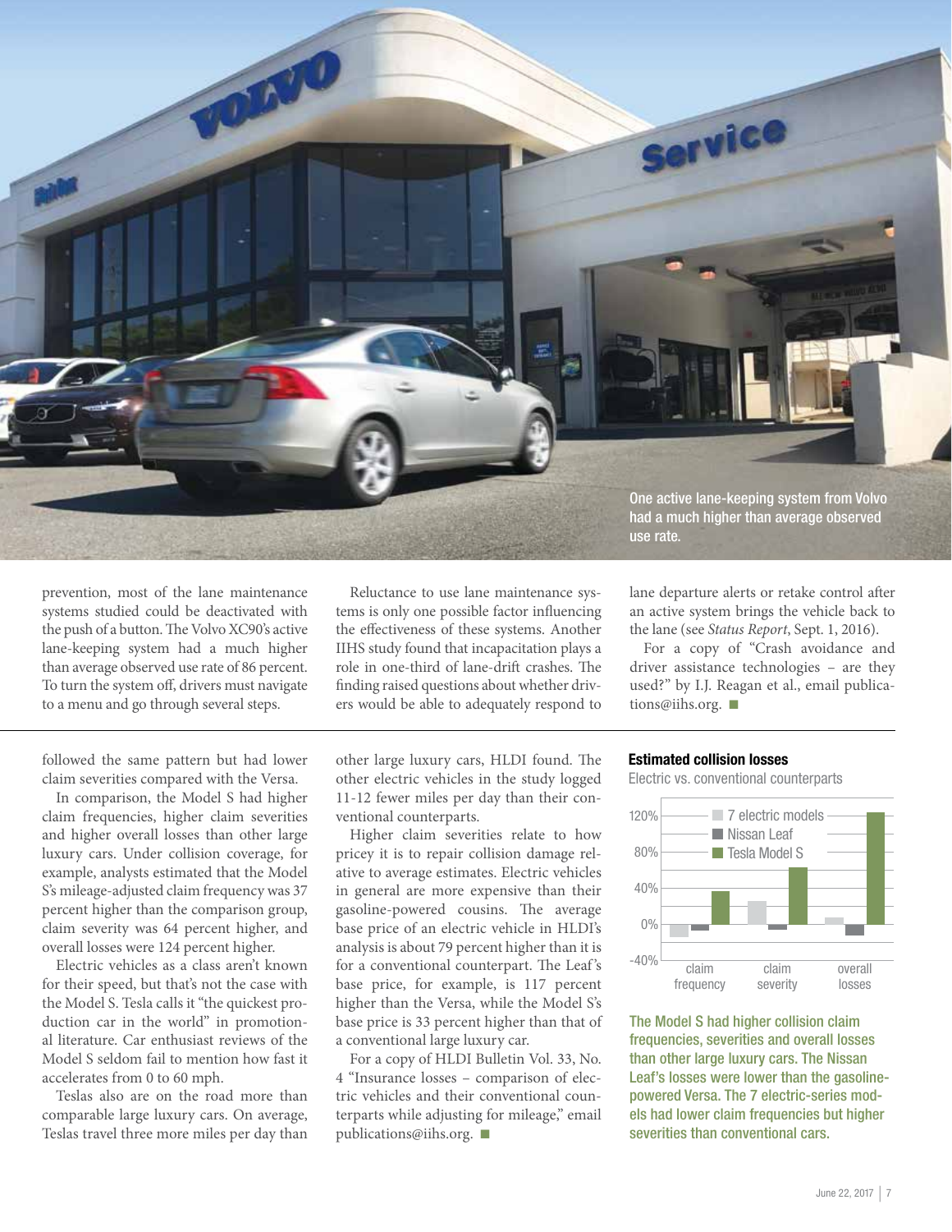One active lane-keeping system from Volvo had a much higher than average observed use rate.

prevention, most of the lane maintenance systems studied could be deactivated with the push of a button. The Volvo XC90's active lane-keeping system had a much higher than average observed use rate of 86 percent. To turn the system off, drivers must navigate to a menu and go through several steps.

Reluctance to use lane maintenance systems is only one possible factor influencing the effectiveness of these systems. Another IIHS study found that incapacitation plays a role in one-third of lane-drift crashes. The finding raised questions about whether drivers would be able to adequately respond to lane departure alerts or retake control after an active system brings the vehicle back to the lane (see *Status Report*, Sept. 1, 2016).

For a copy of "Crash avoidance and driver assistance technologies – are they used?" by I.J. Reagan et al., email publications@iihs.org. ■

---

followed the same pattern but had lower claim severities compared with the Versa.

In comparison, the Model S had higher claim frequencies, higher claim severities and higher overall losses than other large luxury cars. Under collision coverage, for example, analysts estimated that the Model S's mileage-adjusted claim frequency was 37 percent higher than the comparison group, claim severity was 64 percent higher, and overall losses were 124 percent higher.

Electric vehicles as a class aren't known for their speed, but that's not the case with the Model S. Tesla calls it "the quickest production car in the world" in promotional literature. Car enthusiast reviews of the Model S seldom fail to mention how fast it accelerates from 0 to 60 mph.

Teslas also are on the road more than comparable large luxury cars. On average, Teslas travel three more miles per day than other large luxury cars, HLDI found. The other electric vehicles in the study logged 11-12 fewer miles per day than their conventional counterparts.

Higher claim severities relate to how pricey it is to repair collision damage relative to average estimates. Electric vehicles in general are more expensive than their gasoline-powered cousins. The average base price of an electric vehicle in HLDI's analysis is about 79 percent higher than it is for a conventional counterpart. The Leaf's base price, for example, is 117 percent higher than the Versa, while the Model S's base price is 33 percent higher than that of a conventional large luxury car.

For a copy of HLDI Bulletin Vol. 33, No. 4 "Insurance losses – comparison of electric vehicles and their conventional counterparts while adjusting for mileage," email publications@iihs.org. ■

**Estimated collision losses**

Electric vs. conventional counterparts

The Model S had higher collision claim frequencies, severities and overall losses than other large luxury cars. The Nissan Leaf's losses were lower than the gasoline-powered Versa. The 7 electric-series models had lower claim frequencies but higher severities than conventional cars.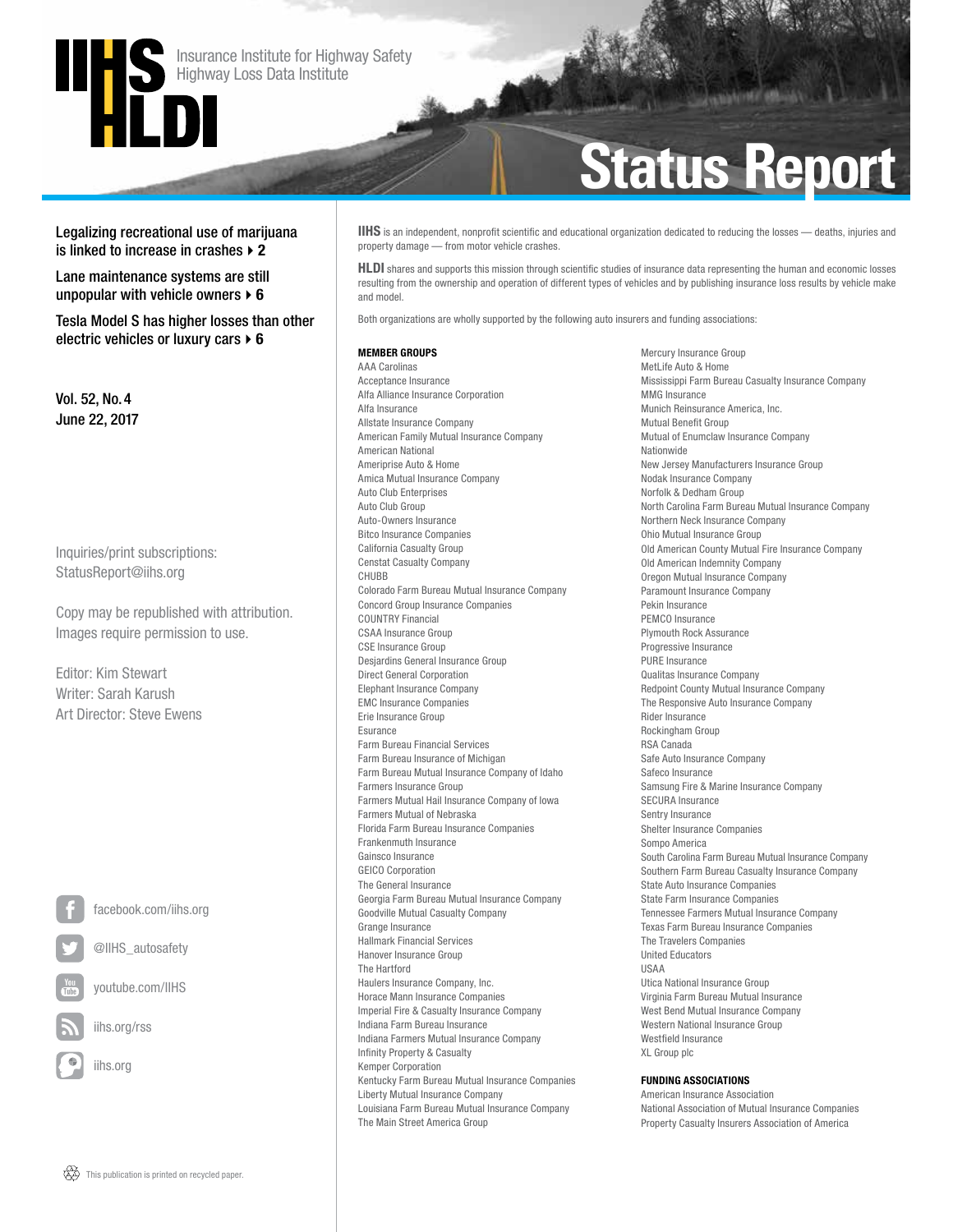# IIHS HLDI

Insurance Institute for Highway Safety
Highway Loss Data Institute

# Status Report

Legalizing recreational use of marijuana is linked to increase in crashes ▸ 2

Lane maintenance systems are still unpopular with vehicle owners ▸ 6

Tesla Model S has higher losses than other electric vehicles or luxury cars ▸ 6

Vol. 52, No. 4
June 22, 2017

Inquiries/print subscriptions:
StatusReport@iihs.org

Copy may be republished with attribution.
Images require permission to use.

Editor: Kim Stewart
Writer: Sarah Karush
Art Director: Steve Ewens

facebook.com/iihs.org

@IIHS_autosafety

youtube.com/IIHS

iihs.org/rss

iihs.org

This publication is printed on recycled paper.

**IIHS** is an independent, nonprofit scientific and educational organization dedicated to reducing the losses — deaths, injuries and property damage — from motor vehicle crashes.

**HLDI** shares and supports this mission through scientific studies of insurance data representing the human and economic losses resulting from the ownership and operation of different types of vehicles and by publishing insurance loss results by vehicle make and model.

Both organizations are wholly supported by the following auto insurers and funding associations:

**MEMBER GROUPS**

AAA Carolinas
Acceptance Insurance
Alfa Alliance Insurance Corporation
Alfa Insurance
Allstate Insurance Company
American Family Mutual Insurance Company
American National
Ameriprise Auto & Home
Amica Mutual Insurance Company
Auto Club Enterprises
Auto Club Group
Auto-Owners Insurance
Bitco Insurance Companies
California Casualty Group
Censtat Casualty Company
CHUBB
Colorado Farm Bureau Mutual Insurance Company
Concord Group Insurance Companies
COUNTRY Financial
CSAA Insurance Group
CSE Insurance Group
Desjardins General Insurance Group
Direct General Corporation
Elephant Insurance Company
EMC Insurance Companies
Erie Insurance Group
Esurance
Farm Bureau Financial Services
Farm Bureau Insurance of Michigan
Farm Bureau Mutual Insurance Company of Idaho
Farmers Insurance Group
Farmers Mutual Hail Insurance Company of Iowa
Farmers Mutual of Nebraska
Florida Farm Bureau Insurance Companies
Frankenmuth Insurance
Gainsco Insurance
GEICO Corporation
The General Insurance
Georgia Farm Bureau Mutual Insurance Company
Goodville Mutual Casualty Company
Grange Insurance
Hallmark Financial Services
Hanover Insurance Group
The Hartford
Haulers Insurance Company, Inc.
Horace Mann Insurance Companies
Imperial Fire & Casualty Insurance Company
Indiana Farm Bureau Insurance
Indiana Farmers Mutual Insurance Company
Infinity Property & Casualty
Kemper Corporation
Kentucky Farm Bureau Mutual Insurance Companies
Liberty Mutual Insurance Company
Louisiana Farm Bureau Mutual Insurance Company
The Main Street America Group
Mercury Insurance Group
MetLife Auto & Home
Mississippi Farm Bureau Casualty Insurance Company
MMG Insurance
Munich Reinsurance America, Inc.
Mutual Benefit Group
Mutual of Enumclaw Insurance Company
Nationwide
New Jersey Manufacturers Insurance Group
Nodak Insurance Company
Norfolk & Dedham Group
North Carolina Farm Bureau Mutual Insurance Company
Northern Neck Insurance Company
Ohio Mutual Insurance Group
Old American County Mutual Fire Insurance Company
Old American Indemnity Company
Oregon Mutual Insurance Company
Paramount Insurance Company
Pekin Insurance
PEMCO Insurance
Plymouth Rock Assurance
Progressive Insurance
PURE Insurance
Qualitas Insurance Company
Redpoint County Mutual Insurance Company
The Responsive Auto Insurance Company
Rider Insurance
Rockingham Group
RSA Canada
Safe Auto Insurance Company
Safeco Insurance
Samsung Fire & Marine Insurance Company
SECURA Insurance
Sentry Insurance
Shelter Insurance Companies
Sompo America
South Carolina Farm Bureau Mutual Insurance Company
Southern Farm Bureau Casualty Insurance Company
State Auto Insurance Companies
State Farm Insurance Companies
Tennessee Farmers Mutual Insurance Company
Texas Farm Bureau Insurance Companies
The Travelers Companies
United Educators
USAA
Utica National Insurance Group
Virginia Farm Bureau Mutual Insurance
West Bend Mutual Insurance Company
Western National Insurance Group
Westfield Insurance
XL Group plc

**FUNDING ASSOCIATIONS**

American Insurance Association
National Association of Mutual Insurance Companies
Property Casualty Insurers Association of America